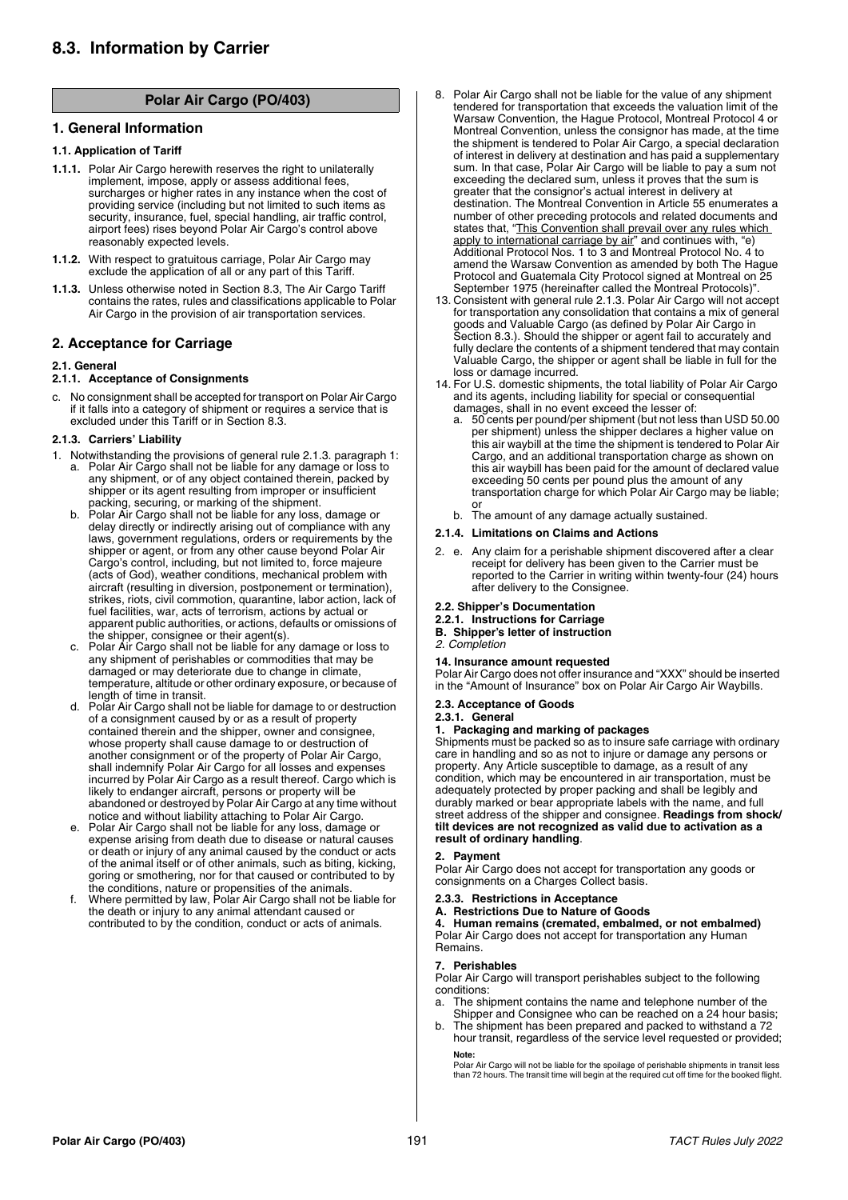# 8.3. Information by Carrier

## Polar Air Cargo (PO/403)

## 1. General Information

### 1.1. Application of Tariff

**1.1.1.** Polar Air Cargo herewith reserves the right to unilaterally implement, impose, apply or assess additional fees, surcharges or higher rates in any instance when the cost of providing service (including but not limited to such items as security, insurance, fuel, special handling, air traffic control, airport fees) rises beyond Polar Air Cargo's control above reasonably expected levels.

**1.1.2.** With respect to gratuitous carriage, Polar Air Cargo may exclude the application of all or any part of this Tariff.

**1.1.3.** Unless otherwise noted in Section 8.3, The Air Cargo Tariff contains the rates, rules and classifications applicable to Polar Air Cargo in the provision of air transportation services.

## 2. Acceptance for Carriage

### 2.1. General

#### 2.1.1. Acceptance of Consignments

c. No consignment shall be accepted for transport on Polar Air Cargo if it falls into a category of shipment or requires a service that is excluded under this Tariff or in Section 8.3.

#### 2.1.3. Carriers' Liability

1. Notwithstanding the provisions of general rule 2.1.3. paragraph 1:
   a. Polar Air Cargo shall not be liable for any damage or loss to any shipment, or of any object contained therein, packed by shipper or its agent resulting from improper or insufficient packing, securing, or marking of the shipment.
   b. Polar Air Cargo shall not be liable for any loss, damage or delay directly or indirectly arising out of compliance with any laws, government regulations, orders or requirements by the shipper or agent, or from any other cause beyond Polar Air Cargo's control, including, but not limited to, force majeure (acts of God), weather conditions, mechanical problem with aircraft (resulting in diversion, postponement or termination), strikes, riots, civil commotion, quarantine, labor action, lack of fuel facilities, war, acts of terrorism, actions by actual or apparent public authorities, or actions, defaults or omissions of the shipper, consignee or their agent(s).
   c. Polar Air Cargo shall not be liable for any damage or loss to any shipment of perishables or commodities that may be damaged or may deteriorate due to change in climate, temperature, altitude or other ordinary exposure, or because of length of time in transit.
   d. Polar Air Cargo shall not be liable for damage to or destruction of a consignment caused by or as a result of property contained therein and the shipper, owner and consignee, whose property shall cause damage to or destruction of another consignment or of the property of Polar Air Cargo, shall indemnify Polar Air Cargo for all losses and expenses incurred by Polar Air Cargo as a result thereof. Cargo which is likely to endanger aircraft, persons or property will be abandoned or destroyed by Polar Air Cargo at any time without notice and without liability attaching to Polar Air Cargo.
   e. Polar Air Cargo shall not be liable for any loss, damage or expense arising from death due to disease or natural causes or death or injury of any animal caused by the conduct or acts of the animal itself or of other animals, such as biting, kicking, goring or smothering, nor for that caused or contributed to by the conditions, nature or propensities of the animals.
   f. Where permitted by law, Polar Air Cargo shall not be liable for the death or injury to any animal attendant caused or contributed to by the condition, conduct or acts of animals.

8. Polar Air Cargo shall not be liable for the value of any shipment tendered for transportation that exceeds the valuation limit of the Warsaw Convention, the Hague Protocol, Montreal Protocol 4 or Montreal Convention, unless the consignor has made, at the time the shipment is tendered to Polar Air Cargo, a special declaration of interest in delivery at destination and has paid a supplementary sum. In that case, Polar Air Cargo will be liable to pay a sum not exceeding the declared sum, unless it proves that the sum is greater that the consignor's actual interest in delivery at destination. The Montreal Convention in Article 55 enumerates a number of other preceding protocols and related documents and states that, "<u>This Convention shall prevail over any rules which apply to international carriage by air</u>" and continues with, "e) Additional Protocol Nos. 1 to 3 and Montreal Protocol No. 4 to amend the Warsaw Convention as amended by both The Hague Protocol and Guatemala City Protocol signed at Montreal on 25 September 1975 (hereinafter called the Montreal Protocols)".

13. Consistent with general rule 2.1.3. Polar Air Cargo will not accept for transportation any consolidation that contains a mix of general goods and Valuable Cargo (as defined by Polar Air Cargo in Section 8.3.). Should the shipper or agent fail to accurately and fully declare the contents of a shipment tendered that may contain Valuable Cargo, the shipper or agent shall be liable in full for the loss or damage incurred.

14. For U.S. domestic shipments, the total liability of Polar Air Cargo and its agents, including liability for special or consequential damages, shall in no event exceed the lesser of:
   a. 50 cents per pound/per shipment (but not less than USD 50.00 per shipment) unless the shipper declares a higher value on this air waybill at the time the shipment is tendered to Polar Air Cargo, and an additional transportation charge as shown on this air waybill has been paid for the amount of declared value exceeding 50 cents per pound plus the amount of any transportation charge for which Polar Air Cargo may be liable; or
   b. The amount of any damage actually sustained.

#### 2.1.4. Limitations on Claims and Actions

2. e. Any claim for a perishable shipment discovered after a clear receipt for delivery has been given to the Carrier must be reported to the Carrier in writing within twenty-four (24) hours after delivery to the Consignee.

### 2.2. Shipper's Documentation

#### 2.2.1. Instructions for Carriage

**B. Shipper's letter of instruction**

*2. Completion*

**14. Insurance amount requested**

Polar Air Cargo does not offer insurance and "XXX" should be inserted in the "Amount of Insurance" box on Polar Air Cargo Air Waybills.

### 2.3. Acceptance of Goods

#### 2.3.1. General

**1. Packaging and marking of packages**

Shipments must be packed so as to insure safe carriage with ordinary care in handling and so as not to injure or damage any persons or property. Any Article susceptible to damage, as a result of any condition, which may be encountered in air transportation, must be adequately protected by proper packing and shall be legibly and durably marked or bear appropriate labels with the name, and full street address of the shipper and consignee. **Readings from shock/tilt devices are not recognized as valid due to activation as a result of ordinary handling**.

**2. Payment**

Polar Air Cargo does not accept for transportation any goods or consignments on a Charges Collect basis.

#### 2.3.3. Restrictions in Acceptance

**A. Restrictions Due to Nature of Goods**

**4. Human remains (cremated, embalmed, or not embalmed)**

Polar Air Cargo does not accept for transportation any Human Remains.

**7. Perishables**

Polar Air Cargo will transport perishables subject to the following conditions:

a. The shipment contains the name and telephone number of the Shipper and Consignee who can be reached on a 24 hour basis;
b. The shipment has been prepared and packed to withstand a 72 hour transit, regardless of the service level requested or provided;

**Note:**
Polar Air Cargo will not be liable for the spoilage of perishable shipments in transit less than 72 hours. The transit time will begin at the required cut off time for the booked flight.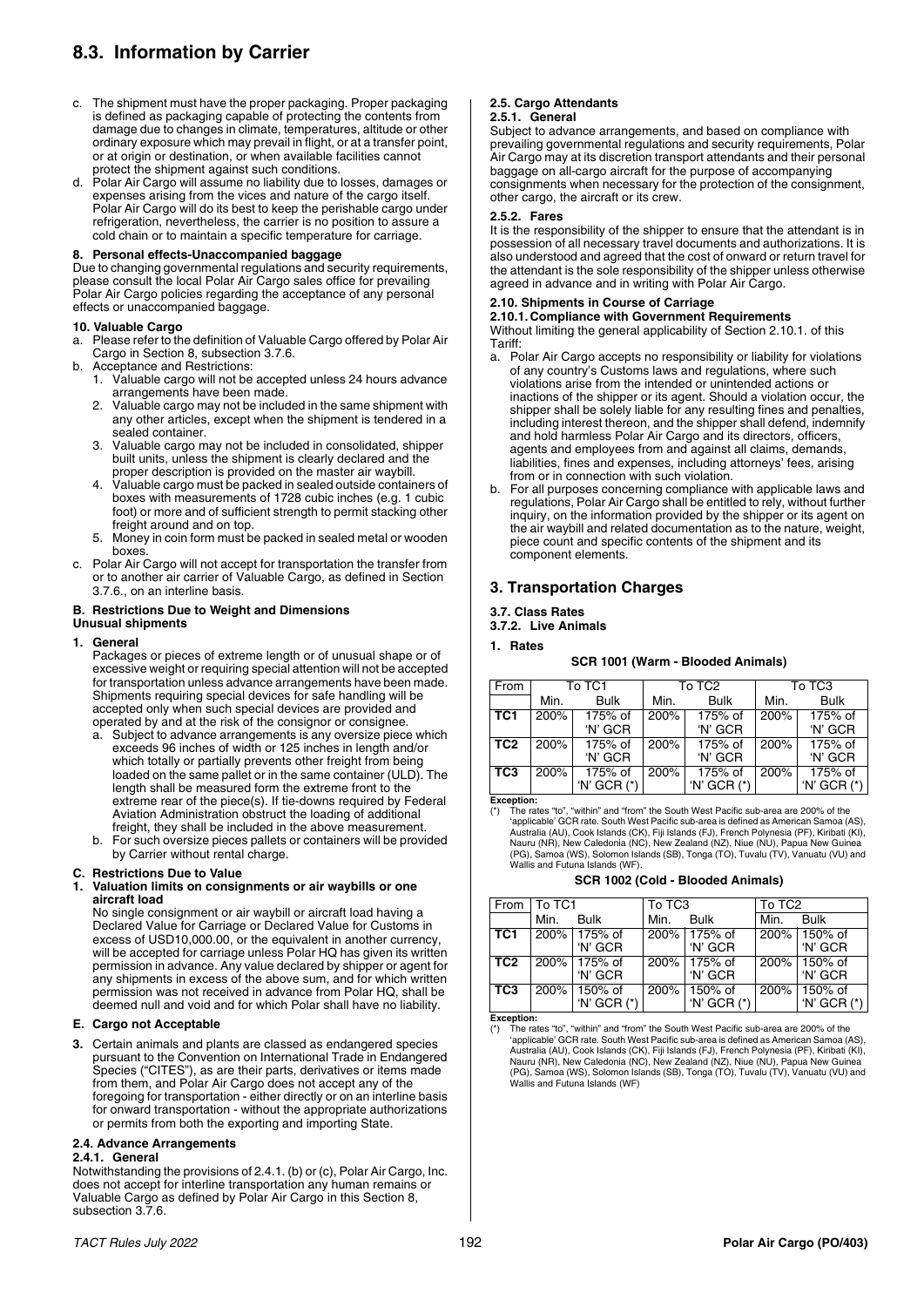# 8.3. Information by Carrier

c. The shipment must have the proper packaging. Proper packaging is defined as packaging capable of protecting the contents from damage due to changes in climate, temperatures, altitude or other ordinary exposure which may prevail in flight, or at a transfer point, or at origin or destination, or when available facilities cannot protect the shipment against such conditions.
d. Polar Air Cargo will assume no liability due to losses, damages or expenses arising from the vices and nature of the cargo itself. Polar Air Cargo will do its best to keep the perishable cargo under refrigeration, nevertheless, the carrier is no position to assure a cold chain or to maintain a specific temperature for carriage.

**8. Personal effects-Unaccompanied baggage**

Due to changing governmental regulations and security requirements, please consult the local Polar Air Cargo sales office for prevailing Polar Air Cargo policies regarding the acceptance of any personal effects or unaccompanied baggage.

**10. Valuable Cargo**

a. Please refer to the definition of Valuable Cargo offered by Polar Air Cargo in Section 8, subsection 3.7.6.
b. Acceptance and Restrictions:
   1. Valuable cargo will not be accepted unless 24 hours advance arrangements have been made.
   2. Valuable cargo may not be included in the same shipment with any other articles, except when the shipment is tendered in a sealed container.
   3. Valuable cargo may not be included in consolidated, shipper built units, unless the shipment is clearly declared and the proper description is provided on the master air waybill.
   4. Valuable cargo must be packed in sealed outside containers of boxes with measurements of 1728 cubic inches (e.g. 1 cubic foot) or more and of sufficient strength to permit stacking other freight around and on top.
   5. Money in coin form must be packed in sealed metal or wooden boxes.
c. Polar Air Cargo will not accept for transportation the transfer from or to another air carrier of Valuable Cargo, as defined in Section 3.7.6., on an interline basis.

**B. Restrictions Due to Weight and Dimensions**
**Unusual shipments**

**1. General**

Packages or pieces of extreme length or of unusual shape or of excessive weight or requiring special attention will not be accepted for transportation unless advance arrangements have been made. Shipments requiring special devices for safe handling will be accepted only when such special devices are provided and operated by and at the risk of the consignor or consignee.

a. Subject to advance arrangements is any oversize piece which exceeds 96 inches of width or 125 inches in length and/or which totally or partially prevents other freight from being loaded on the same pallet or in the same container (ULD). The length shall be measured form the extreme front to the extreme rear of the piece(s). If tie-downs required by Federal Aviation Administration obstruct the loading of additional freight, they shall be included in the above measurement.
b. For such oversize pieces pallets or containers will be provided by Carrier without rental charge.

**C. Restrictions Due to Value**

**1. Valuation limits on consignments or air waybills or one aircraft load**

No single consignment or air waybill or aircraft load having a Declared Value for Carriage or Declared Value for Customs in excess of USD10,000.00, or the equivalent in another currency, will be accepted for carriage unless Polar HQ has given its written permission in advance. Any value declared by shipper or agent for any shipments in excess of the above sum, and for which written permission was not received in advance from Polar HQ, shall be deemed null and void and for which Polar shall have no liability.

**E. Cargo not Acceptable**

**3.** Certain animals and plants are classed as endangered species pursuant to the Convention on International Trade in Endangered Species ("CITES"), as are their parts, derivatives or items made from them, and Polar Air Cargo does not accept any of the foregoing for transportation - either directly or on an interline basis for onward transportation - without the appropriate authorizations or permits from both the exporting and importing State.

**2.4. Advance Arrangements**
**2.4.1. General**

Notwithstanding the provisions of 2.4.1. (b) or (c), Polar Air Cargo, Inc. does not accept for interline transportation any human remains or Valuable Cargo as defined by Polar Air Cargo in this Section 8, subsection 3.7.6.

**2.5. Cargo Attendants**
**2.5.1. General**

Subject to advance arrangements, and based on compliance with prevailing governmental regulations and security requirements, Polar Air Cargo may at its discretion transport attendants and their personal baggage on all-cargo aircraft for the purpose of accompanying consignments when necessary for the protection of the consignment, other cargo, the aircraft or its crew.

**2.5.2. Fares**

It is the responsibility of the shipper to ensure that the attendant is in possession of all necessary travel documents and authorizations. It is also understood and agreed that the cost of onward or return travel for the attendant is the sole responsibility of the shipper unless otherwise agreed in advance and in writing with Polar Air Cargo.

**2.10. Shipments in Course of Carriage**
**2.10.1. Compliance with Government Requirements**

Without limiting the general applicability of Section 2.10.1. of this Tariff:

a. Polar Air Cargo accepts no responsibility or liability for violations of any country's Customs laws and regulations, where such violations arise from the intended or unintended actions or inactions of the shipper or its agent. Should a violation occur, the shipper shall be solely liable for any resulting fines and penalties, including interest thereon, and the shipper shall defend, indemnify and hold harmless Polar Air Cargo and its directors, officers, agents and employees from and against all claims, demands, liabilities, fines and expenses, including attorneys' fees, arising from or in connection with such violation.
b. For all purposes concerning compliance with applicable laws and regulations, Polar Air Cargo shall be entitled to rely, without further inquiry, on the information provided by the shipper or its agent on the air waybill and related documentation as to the nature, weight, piece count and specific contents of the shipment and its component elements.

## 3. Transportation Charges

**3.7. Class Rates**
**3.7.2. Live Animals**

**1. Rates**

**SCR 1001 (Warm - Blooded Animals)**

| From | To TC1 | | To TC2 | | To TC3 | |
|---|---|---|---|---|---|---|
| | Min. | Bulk | Min. | Bulk | Min. | Bulk |
| **TC1** | 200% | 175% of 'N' GCR | 200% | 175% of 'N' GCR | 200% | 175% of 'N' GCR |
| **TC2** | 200% | 175% of 'N' GCR | 200% | 175% of 'N' GCR | 200% | 175% of 'N' GCR |
| **TC3** | 200% | 175% of 'N' GCR (*) | 200% | 175% of 'N' GCR (*) | 200% | 175% of 'N' GCR (*) |

**Exception:**
(*) The rates "to", "within" and "from" the South West Pacific sub-area are 200% of the 'applicable' GCR rate. South West Pacific sub-area is defined as American Samoa (AS), Australia (AU), Cook Islands (CK), Fiji Islands (FJ), French Polynesia (PF), Kiribati (KI), Nauru (NR), New Caledonia (NC), New Zealand (NZ), Niue (NU), Papua New Guinea (PG), Samoa (WS), Solomon Islands (SB), Tonga (TO), Tuvalu (TV), Vanuatu (VU) and Wallis and Futuna Islands (WF).

**SCR 1002 (Cold - Blooded Animals)**

| From | To TC1 | | To TC3 | | To TC2 | |
|---|---|---|---|---|---|---|
| | Min. | Bulk | Min. | Bulk | Min. | Bulk |
| **TC1** | 200% | 175% of 'N' GCR | 200% | 175% of 'N' GCR | 200% | 150% of 'N' GCR |
| **TC2** | 200% | 175% of 'N' GCR | 200% | 175% of 'N' GCR | 200% | 150% of 'N' GCR |
| **TC3** | 200% | 150% of 'N' GCR (*) | 200% | 150% of 'N' GCR (*) | 200% | 150% of 'N' GCR (*) |

**Exception:**
(*) The rates "to", "within" and "from" the South West Pacific sub-area are 200% of the 'applicable' GCR rate. South West Pacific sub-area is defined as American Samoa (AS), Australia (AU), Cook Islands (CK), Fiji Islands (FJ), French Polynesia (PF), Kiribati (KI), Nauru (NR), New Caledonia (NC), New Zealand (NZ), Niue (NU), Papua New Guinea (PG), Samoa (WS), Solomon Islands (SB), Tonga (TO), Tuvalu (TV), Vanuatu (VU) and Wallis and Futuna Islands (WF)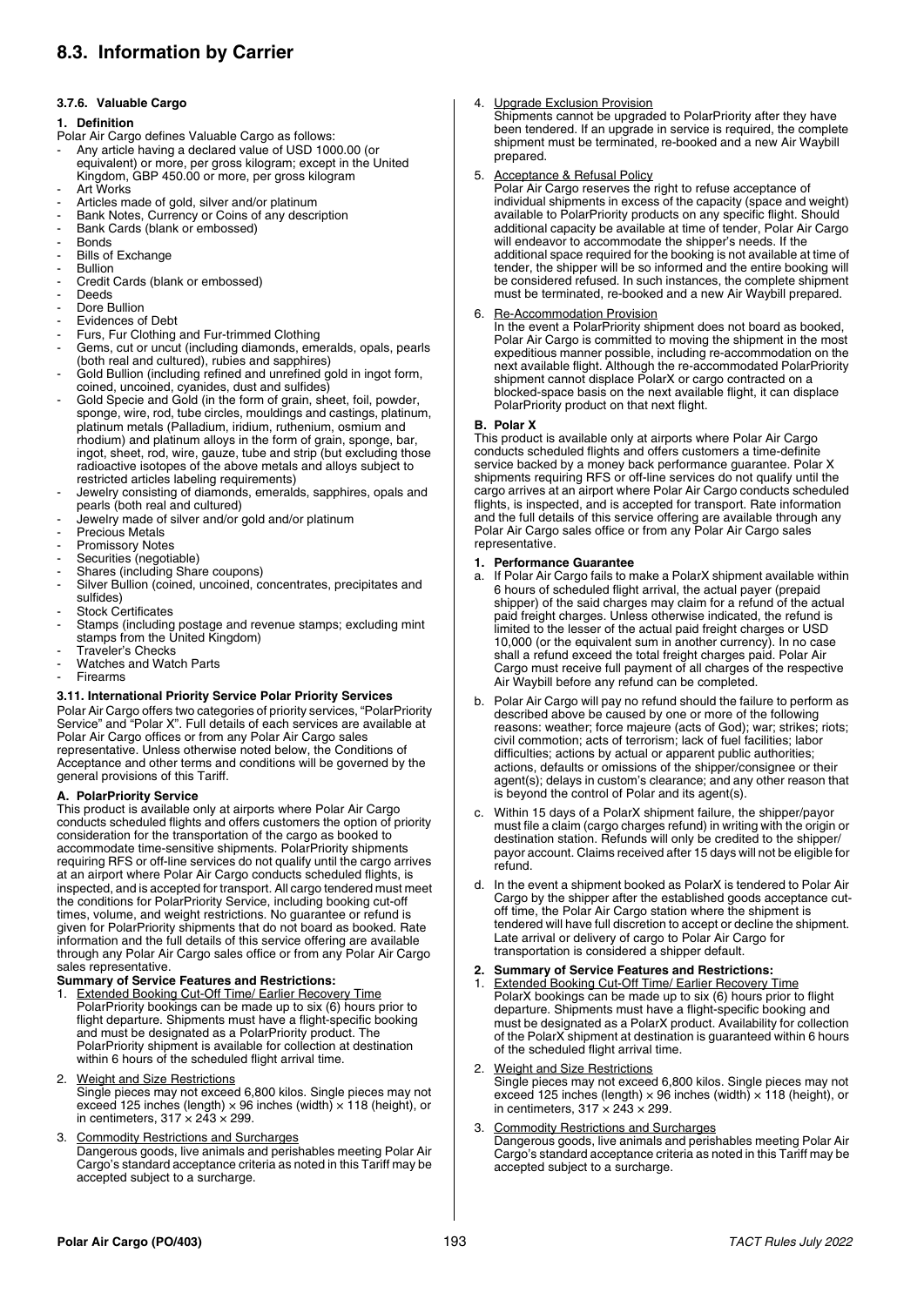# 8.3. Information by Carrier

### 3.7.6. Valuable Cargo

**1. Definition**

Polar Air Cargo defines Valuable Cargo as follows:

- Any article having a declared value of USD 1000.00 (or equivalent) or more, per gross kilogram; except in the United Kingdom, GBP 450.00 or more, per gross kilogram
- Art Works
- Articles made of gold, silver and/or platinum
- Bank Notes, Currency or Coins of any description
- Bank Cards (blank or embossed)
- Bonds
- Bills of Exchange
- Bullion
- Credit Cards (blank or embossed)
- Deeds
- Dore Bullion
- Evidences of Debt
- Furs, Fur Clothing and Fur-trimmed Clothing
- Gems, cut or uncut (including diamonds, emeralds, opals, pearls (both real and cultured), rubies and sapphires)
- Gold Bullion (including refined and unrefined gold in ingot form, coined, uncoined, cyanides, dust and sulfides)
- Gold Specie and Gold (in the form of grain, sheet, foil, powder, sponge, wire, rod, tube circles, mouldings and castings, platinum, platinum metals (Palladium, iridium, ruthenium, osmium and rhodium) and platinum alloys in the form of grain, sponge, bar, ingot, sheet, rod, wire, gauze, tube and strip (but excluding those radioactive isotopes of the above metals and alloys subject to restricted articles labeling requirements)
- Jewelry consisting of diamonds, emeralds, sapphires, opals and pearls (both real and cultured)
- Jewelry made of silver and/or gold and/or platinum
- Precious Metals
- Promissory Notes
- Securities (negotiable)
- Shares (including Share coupons)
- Silver Bullion (coined, uncoined, concentrates, precipitates and sulfides)
- Stock Certificates
- Stamps (including postage and revenue stamps; excluding mint stamps from the United Kingdom)
- Traveler's Checks
- Watches and Watch Parts
- Firearms

### 3.11. International Priority Service Polar Priority Services

Polar Air Cargo offers two categories of priority services, "PolarPriority Service" and "Polar X". Full details of each services are available at Polar Air Cargo offices or from any Polar Air Cargo sales representative. Unless otherwise noted below, the Conditions of Acceptance and other terms and conditions will be governed by the general provisions of this Tariff.

**A. PolarPriority Service**

This product is available only at airports where Polar Air Cargo conducts scheduled flights and offers customers the option of priority consideration for the transportation of the cargo as booked to accommodate time-sensitive shipments. PolarPriority shipments requiring RFS or off-line services do not qualify until the cargo arrives at an airport where Polar Air Cargo conducts scheduled flights, is inspected, and is accepted for transport. All cargo tendered must meet the conditions for PolarPriority Service, including booking cut-off times, volume, and weight restrictions. No guarantee or refund is given for PolarPriority shipments that do not board as booked. Rate information and the full details of this service offering are available through any Polar Air Cargo sales office or from any Polar Air Cargo sales representative.

**Summary of Service Features and Restrictions:**

1. Extended Booking Cut-Off Time/ Earlier Recovery Time
   PolarPriority bookings can be made up to six (6) hours prior to flight departure. Shipments must have a flight-specific booking and must be designated as a PolarPriority product. The PolarPriority shipment is available for collection at destination within 6 hours of the scheduled flight arrival time.
2. Weight and Size Restrictions
   Single pieces may not exceed 6,800 kilos. Single pieces may not exceed 125 inches (length) × 96 inches (width) × 118 (height), or in centimeters, 317 × 243 × 299.
3. Commodity Restrictions and Surcharges
   Dangerous goods, live animals and perishables meeting Polar Air Cargo's standard acceptance criteria as noted in this Tariff may be accepted subject to a surcharge.
4. Upgrade Exclusion Provision
   Shipments cannot be upgraded to PolarPriority after they have been tendered. If an upgrade in service is required, the complete shipment must be terminated, re-booked and a new Air Waybill prepared.
5. Acceptance & Refusal Policy
   Polar Air Cargo reserves the right to refuse acceptance of individual shipments in excess of the capacity (space and weight) available to PolarPriority products on any specific flight. Should additional capacity be available at time of tender, Polar Air Cargo will endeavor to accommodate the shipper's needs. If the additional space required for the booking is not available at time of tender, the shipper will be so informed and the entire booking will be considered refused. In such instances, the complete shipment must be terminated, re-booked and a new Air Waybill prepared.
6. Re-Accommodation Provision
   In the event a PolarPriority shipment does not board as booked, Polar Air Cargo is committed to moving the shipment in the most expeditious manner possible, including re-accommodation on the next available flight. Although the re-accommodated PolarPriority shipment cannot displace PolarX or cargo contracted on a blocked-space basis on the next available flight, it can displace PolarPriority product on that next flight.

**B. Polar X**

This product is available only at airports where Polar Air Cargo conducts scheduled flights and offers customers a time-definite service backed by a money back performance guarantee. Polar X shipments requiring RFS or off-line services do not qualify until the cargo arrives at an airport where Polar Air Cargo conducts scheduled flights, is inspected, and is accepted for transport. Rate information and the full details of this service offering are available through any Polar Air Cargo sales office or from any Polar Air Cargo sales representative.

**1. Performance Guarantee**

a. If Polar Air Cargo fails to make a PolarX shipment available within 6 hours of scheduled flight arrival, the actual payer (prepaid shipper) of the said charges may claim for a refund of the actual paid freight charges. Unless otherwise indicated, the refund is limited to the lesser of the actual paid freight charges or USD 10,000 (or the equivalent sum in another currency). In no case shall a refund exceed the total freight charges paid. Polar Air Cargo must receive full payment of all charges of the respective Air Waybill before any refund can be completed.

b. Polar Air Cargo will pay no refund should the failure to perform as described above be caused by one or more of the following reasons: weather; force majeure (acts of God); war; strikes; riots; civil commotion; acts of terrorism; lack of fuel facilities; labor difficulties; actions by actual or apparent public authorities; actions, defaults or omissions of the shipper/consignee or their agent(s); delays in custom's clearance; and any other reason that is beyond the control of Polar and its agent(s).

c. Within 15 days of a PolarX shipment failure, the shipper/payor must file a claim (cargo charges refund) in writing with the origin or destination station. Refunds will only be credited to the shipper/payor account. Claims received after 15 days will not be eligible for refund.

d. In the event a shipment booked as PolarX is tendered to Polar Air Cargo by the shipper after the established goods acceptance cut-off time, the Polar Air Cargo station where the shipment is tendered will have full discretion to accept or decline the shipment. Late arrival or delivery of cargo to Polar Air Cargo for transportation is considered a shipper default.

**2. Summary of Service Features and Restrictions:**

1. Extended Booking Cut-Off Time/ Earlier Recovery Time
   PolarX bookings can be made up to six (6) hours prior to flight departure. Shipments must have a flight-specific booking and must be designated as a PolarX product. Availability for collection of the PolarX shipment at destination is guaranteed within 6 hours of the scheduled flight arrival time.
2. Weight and Size Restrictions
   Single pieces may not exceed 6,800 kilos. Single pieces may not exceed 125 inches (length) × 96 inches (width) × 118 (height), or in centimeters, 317 × 243 × 299.
3. Commodity Restrictions and Surcharges
   Dangerous goods, live animals and perishables meeting Polar Air Cargo's standard acceptance criteria as noted in this Tariff may be accepted subject to a surcharge.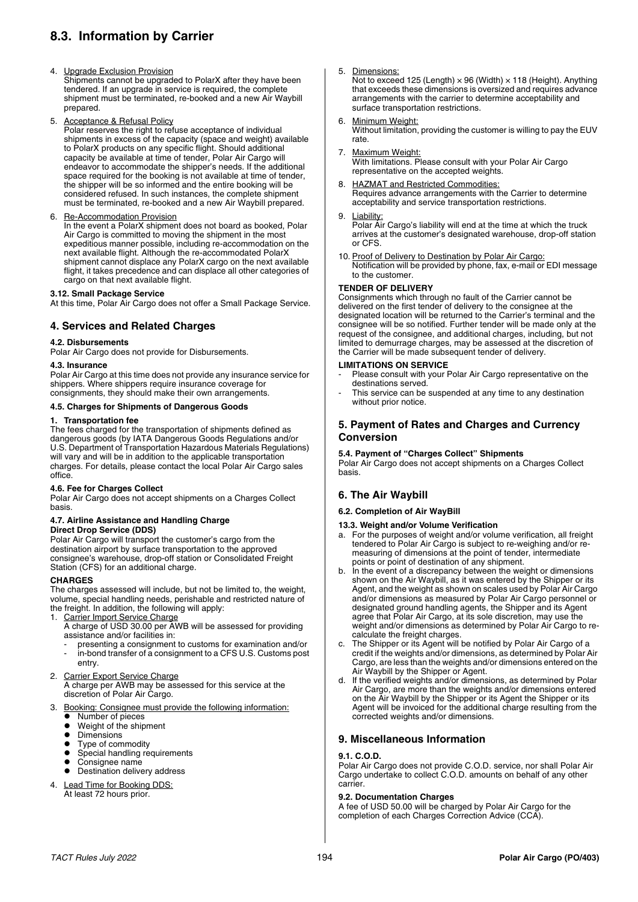# 8.3. Information by Carrier

4. Upgrade Exclusion Provision
   Shipments cannot be upgraded to PolarX after they have been tendered. If an upgrade in service is required, the complete shipment must be terminated, re-booked and a new Air Waybill prepared.

5. Acceptance & Refusal Policy
   Polar reserves the right to refuse acceptance of individual shipments in excess of the capacity (space and weight) available to PolarX products on any specific flight. Should additional capacity be available at time of tender, Polar Air Cargo will endeavor to accommodate the shipper's needs. If the additional space required for the booking is not available at time of tender, the shipper will be so informed and the entire booking will be considered refused. In such instances, the complete shipment must be terminated, re-booked and a new Air Waybill prepared.

6. Re-Accommodation Provision
   In the event a PolarX shipment does not board as booked, Polar Air Cargo is committed to moving the shipment in the most expeditious manner possible, including re-accommodation on the next available flight. Although the re-accommodated PolarX shipment cannot displace any PolarX cargo on the next available flight, it takes precedence and can displace all other categories of cargo on that next available flight.

### 3.12. Small Package Service

At this time, Polar Air Cargo does not offer a Small Package Service.

## 4. Services and Related Charges

### 4.2. Disbursements

Polar Air Cargo does not provide for Disbursements.

### 4.3. Insurance

Polar Air Cargo at this time does not provide any insurance service for shippers. Where shippers require insurance coverage for consignments, they should make their own arrangements.

### 4.5. Charges for Shipments of Dangerous Goods

**1. Transportation fee**

The fees charged for the transportation of shipments defined as dangerous goods (by IATA Dangerous Goods Regulations and/or U.S. Department of Transportation Hazardous Materials Regulations) will vary and will be in addition to the applicable transportation charges. For details, please contact the local Polar Air Cargo sales office.

### 4.6. Fee for Charges Collect

Polar Air Cargo does not accept shipments on a Charges Collect basis.

### 4.7. Airline Assistance and Handling Charge

**Direct Drop Service (DDS)**

Polar Air Cargo will transport the customer's cargo from the destination airport by surface transportation to the approved consignee's warehouse, drop-off station or Consolidated Freight Station (CFS) for an additional charge.

**CHARGES**

The charges assessed will include, but not be limited to, the weight, volume, special handling needs, perishable and restricted nature of the freight. In addition, the following will apply:

1. Carrier Import Service Charge
   A charge of USD 30.00 per AWB will be assessed for providing assistance and/or facilities in:
   - presenting a consignment to customs for examination and/or
   - in-bond transfer of a consignment to a CFS U.S. Customs post entry.

2. Carrier Export Service Charge
   A charge per AWB may be assessed for this service at the discretion of Polar Air Cargo.

3. Booking: Consignee must provide the following information:
   - Number of pieces
   - Weight of the shipment
   - Dimensions
   - Type of commodity
   - Special handling requirements
   - Consignee name
   - Destination delivery address

4. Lead Time for Booking DDS:
   At least 72 hours prior.

5. Dimensions:
   Not to exceed 125 (Length) × 96 (Width) × 118 (Height). Anything that exceeds these dimensions is oversized and requires advance arrangements with the carrier to determine acceptability and surface transportation restrictions.

6. Minimum Weight:
   Without limitation, providing the customer is willing to pay the EUV rate.

7. Maximum Weight:
   With limitations. Please consult with your Polar Air Cargo representative on the accepted weights.

8. HAZMAT and Restricted Commodities:
   Requires advance arrangements with the Carrier to determine acceptability and service transportation restrictions.

9. Liability:
   Polar Air Cargo's liability will end at the time at which the truck arrives at the customer's designated warehouse, drop-off station or CFS.

10. Proof of Delivery to Destination by Polar Air Cargo:
    Notification will be provided by phone, fax, e-mail or EDI message to the customer.

**TENDER OF DELIVERY**

Consignments which through no fault of the Carrier cannot be delivered on the first tender of delivery to the consignee at the designated location will be returned to the Carrier's terminal and the consignee will be so notified. Further tender will be made only at the request of the consignee, and additional charges, including, but not limited to demurrage charges, may be assessed at the discretion of the Carrier will be made subsequent tender of delivery.

**LIMITATIONS ON SERVICE**

- Please consult with your Polar Air Cargo representative on the destinations served.
- This service can be suspended at any time to any destination without prior notice.

## 5. Payment of Rates and Charges and Currency Conversion

### 5.4. Payment of "Charges Collect" Shipments

Polar Air Cargo does not accept shipments on a Charges Collect basis.

## 6. The Air Waybill

### 6.2. Completion of Air WayBill

### 13.3. Weight and/or Volume Verification

a. For the purposes of weight and/or volume verification, all freight tendered to Polar Air Cargo is subject to re-weighing and/or re-measuring of dimensions at the point of tender, intermediate points or point of destination of any shipment.
b. In the event of a discrepancy between the weight or dimensions shown on the Air Waybill, as it was entered by the Shipper or its Agent, and the weight as shown on scales used by Polar Air Cargo and/or dimensions as measured by Polar Air Cargo personnel or designated ground handling agents, the Shipper and its Agent agree that Polar Air Cargo, at its sole discretion, may use the weight and/or dimensions as determined by Polar Air Cargo to re-calculate the freight charges.
c. The Shipper or its Agent will be notified by Polar Air Cargo of a credit if the weights and/or dimensions, as determined by Polar Air Cargo, are less than the weights and/or dimensions entered on the Air Waybill by the Shipper or Agent.
d. If the verified weights and/or dimensions, as determined by Polar Air Cargo, are more than the weights and/or dimensions entered on the Air Waybill by the Shipper or its Agent the Shipper or its Agent will be invoiced for the additional charge resulting from the corrected weights and/or dimensions.

## 9. Miscellaneous Information

### 9.1. C.O.D.

Polar Air Cargo does not provide C.O.D. service, nor shall Polar Air Cargo undertake to collect C.O.D. amounts on behalf of any other carrier.

### 9.2. Documentation Charges

A fee of USD 50.00 will be charged by Polar Air Cargo for the completion of each Charges Correction Advice (CCA).